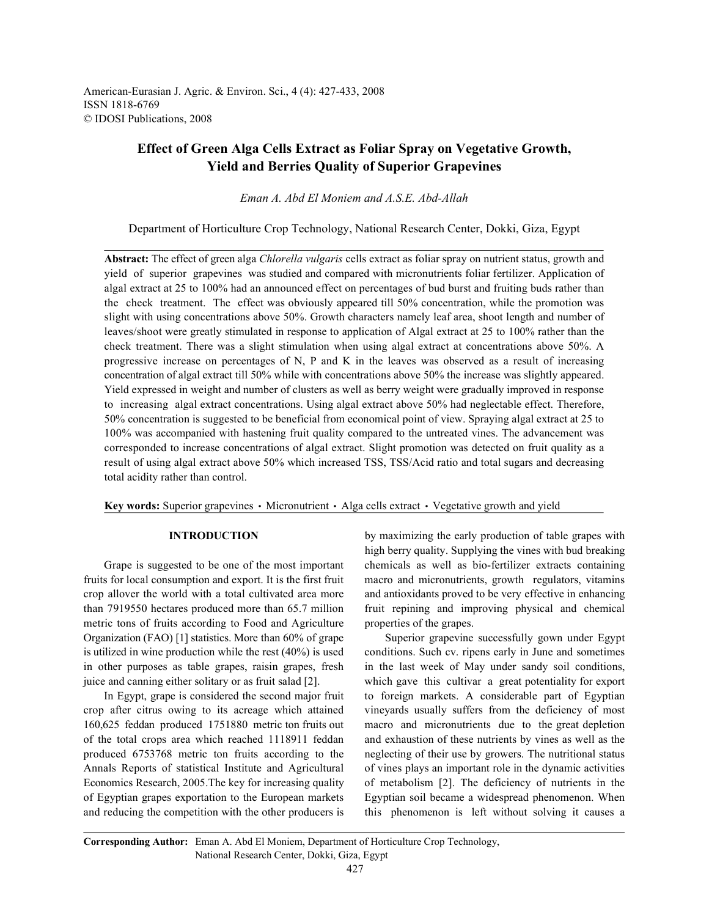# Effect of Green Alga Cells Extract as Foliar Spray on Vegetative Growth, Yield and Berries Quality of Superior Grapevines

*Eman A. Abd El Moniem and A.S.E. Abd-Allah*

Department of Horticulture Crop Technology, National Research Center, Dokki, Giza, Egypt

**Abstract:** The effect of green alga *Chlorella vulgaris* cells extract as foliar spray on nutrient status, growth and yield of superior grapevines was studied and compared with micronutrients foliar fertilizer. Application of algal extract at 25 to 100% had an announced effect on percentages of bud burst and fruiting buds rather than the check treatment. The effect was obviously appeared till 50% concentration, while the promotion was slight with using concentrations above 50%. Growth characters namely leaf area, shoot length and number of leaves/shoot were greatly stimulated in response to application of Algal extract at 25 to 100% rather than the check treatment. There was a slight stimulation when using algal extract at concentrations above 50%. A progressive increase on percentages of N, P and K in the leaves was observed as a result of increasing concentration of algal extract till 50% while with concentrations above 50% the increase was slightly appeared. Yield expressed in weight and number of clusters as well as berry weight were gradually improved in response to increasing algal extract concentrations. Using algal extract above 50% had neglectable effect. Therefore, 50% concentration is suggested to be beneficial from economical point of view. Spraying algal extract at 25 to 100% was accompanied with hastening fruit quality compared to the untreated vines. The advancement was corresponded to increase concentrations of algal extract. Slight promotion was detected on fruit quality as a result of using algal extract above 50% which increased TSS, TSS/Acid ratio and total sugars and decreasing total acidity rather than control.

**Key words:** Superior grapevines · Micronutrient · Alga cells extract · Vegetative growth and yield

## INTRODUCTION

Grape is suggested to be one of the most important fruits for local consumption and export. It is the first fruit crop allover the world with a total cultivated area more than 7919550 hectares produced more than 65.7 million metric tons of fruits according to Food and Agriculture Organization (FAO) [1] statistics. More than 60% of grape is utilized in wine production while the rest (40%) is used in other purposes as table grapes, raisin grapes, fresh juice and canning either solitary or as fruit salad [2].

In Egypt, grape is considered the second major fruit crop after citrus owing to its acreage which attained 160,625 feddan produced 1751880 metric ton fruits out of the total crops area which reached 1118911 feddan and produced 6753768 metric ton fruits according to the Annals Reports of statistical Institute and Agricultural Economics Research, 2005.The key for increasing quality of Egyptian grapes exportation to the European markets and reducing the competition with the other producers is by maximizing the early production of table grapes with high berry quality. Supplying the vines with bud breaking chemicals as well as bio-fertilizer extracts containing macro and micronutrients, growth regulators, vitamins and antioxidants proved to be very effective in enhancing fruit repining and improving physical and chemical properties of the grapes.

Superior grapevine successfully gown under Egypt conditions. Such cv. ripens early in June and sometimes in the last week of May under sandy soil conditions, which gave this cultivar a great potentiality for export to foreign markets. A considerable part of Egyptian vineyards usually suffers from the deficiency of most macro and micronutrients due to the great depletion and exhaustion of these nutrients by vines as well as the neglecting of their use by growers. The nutritional status of vines plays an important role in the dynamic activities of metabolism [2]. The deficiency of nutrients in the Egyptian soil became a widespread phenomenon. When this phenomenon is left without solving it causes a

**Corresponding Author:** Eman A. Abd El Moniem, Department of Horticulture Crop Technology, National Research Center, Dokki, Giza, Egypt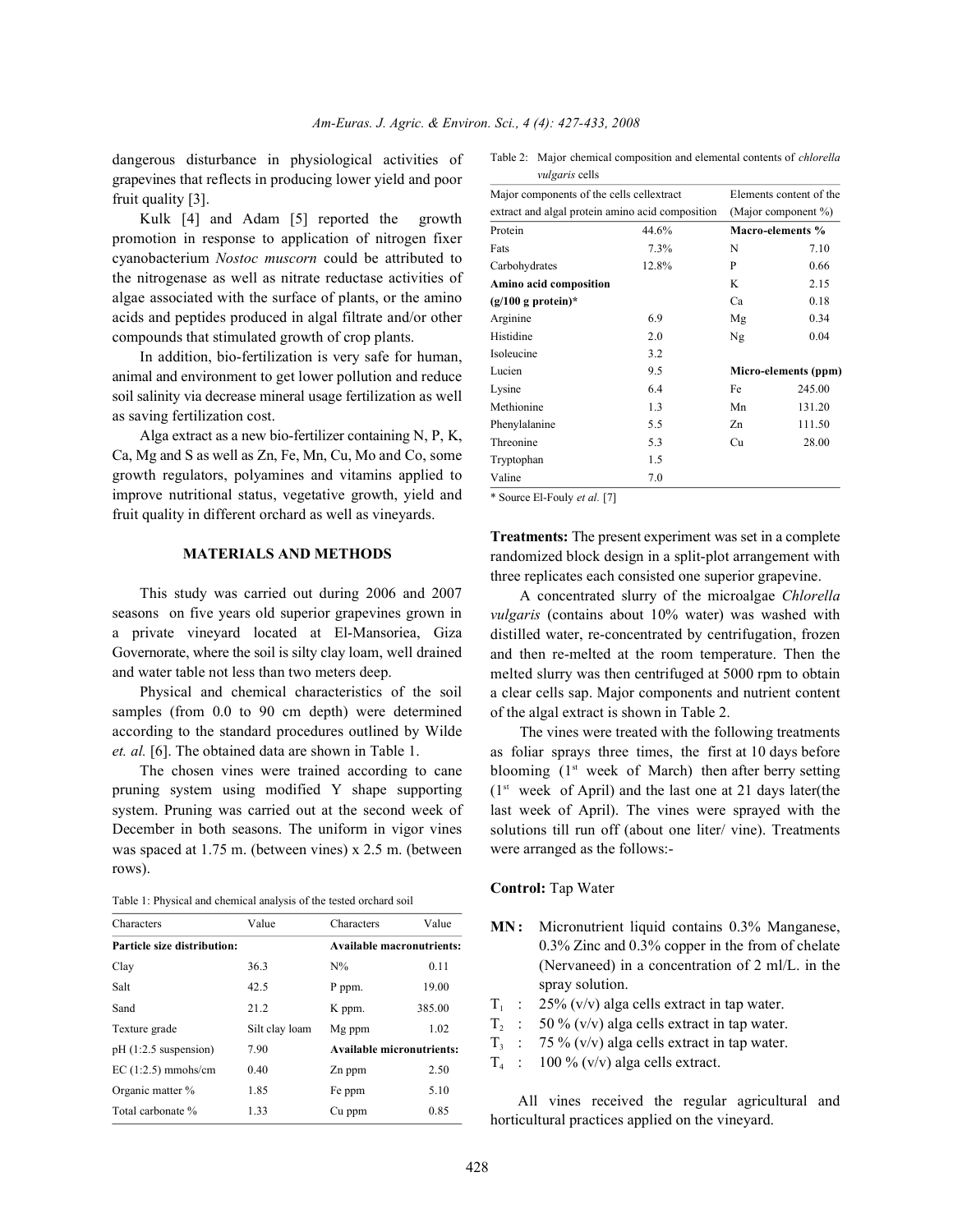dangerous disturbance in physiological activities of grapevines that reflects in producing lower yield and poor fruit quality [3].

Kulk [4] and Adam [5] reported the growth promotion in response to application of nitrogen fixer cyanobacterium *Nostoc muscorn* could be attributed to the nitrogenase as well as nitrate reductase activities of algae associated with the surface of plants, or the amino acids and peptides produced in algal filtrate and/or other compounds that stimulated growth of crop plants.

In addition, bio-fertilization is very safe for human, animal and environment to get lower pollution and reduce soil salinity via decrease mineral usage fertilization as well as saving fertilization cost.

Alga extract as a new bio-fertilizer containing N, P, K, Ca, Mg and S as well as Zn, Fe, Mn, Cu, Mo and Co, some growth regulators, polyamines and vitamins applied to improve nutritional status, vegetative growth, yield and fruit quality in different orchard as well as vineyards.

## MATERIALS AND METHODS

This study was carried out during 2006 and 2007 seasons on five years old superior grapevines grown in a private vineyard located at El-Mansoriea, Giza Governorate, where the soil is silty clay loam, well drained and water table not less than two meters deep.

Physical and chemical characteristics of the soil samples (from 0.0 to 90 cm depth) were determined according to the standard procedures outlined by Wilde *et. al.* [6]. The obtained data are shown in Table 1.

The chosen vines were trained according to cane pruning system using modified Y shape supporting system. Pruning was carried out at the second week of December in both seasons. The uniform in vigor vines was spaced at 1.75 m. (between vines) x 2.5 m. (between rows).

Table 1: Physical and chemical analysis of the tested orchard soil

| Characters | Value | Characters | Value |
|---|---|---|---|
| **Particle size distribution:** | | **Available macronutrients:** | |
| Clay | 36.3 | N% | 0.11 |
| Salt | 42.5 | P ppm. | 19.00 |
| Sand | 21.2 | K ppm. | 385.00 |
| Texture grade | Silt clay loam | Mg ppm | 1.02 |
| pH (1:2.5 suspension) | 7.90 | **Available micronutrients:** | |
| EC (1:2.5) mmohs/cm | 0.40 | Zn ppm | 2.50 |
| Organic matter % | 1.85 | Fe ppm | 5.10 |
| Total carbonate % | 1.33 | Cu ppm | 0.85 |

Table 2: Major chemical composition and elemental contents of *chlorella vulgaris* cells

| Major components of the cells cellextract extract and algal protein amino acid composition | | Elements content of the (Major component %) | |
|---|---|---|---|
| Protein | 44.6% | **Macro-elements %** | |
| Fats | 7.3% | N | 7.10 |
| Carbohydrates | 12.8% | P | 0.66 |
| **Amino acid composition** | | K | 2.15 |
| **(g/100 g protein)*** | | Ca | 0.18 |
| Arginine | 6.9 | Mg | 0.34 |
| Histidine | 2.0 | Ng | 0.04 |
| Isoleucine | 3.2 | | |
| Lucien | 9.5 | **Micro-elements (ppm)** | |
| Lysine | 6.4 | Fe | 245.00 |
| Methionine | 1.3 | Mn | 131.20 |
| Phenylalanine | 5.5 | Zn | 111.50 |
| Threonine | 5.3 | Cu | 28.00 |
| Tryptophan | 1.5 | | |
| Valine | 7.0 | | |

\* Source El-Fouly *et al.* [7]

**Treatments:** The present experiment was set in a complete randomized block design in a split-plot arrangement with three replicates each consisted one superior grapevine.

A concentrated slurry of the microalgae *Chlorella vulgaris* (contains about 10% water) was washed with distilled water, re-concentrated by centrifugation, frozen and then re-melted at the room temperature. Then the melted slurry was then centrifuged at 5000 rpm to obtain a clear cells sap. Major components and nutrient content of the algal extract is shown in Table 2.

The vines were treated with the following treatments as foliar sprays three times, the first at 10 days before blooming (1st week of March) then after berry setting (1st week of April) and the last one at 21 days later(the last week of April). The vines were sprayed with the solutions till run off (about one liter/ vine). Treatments were arranged as the follows:-

**Control:** Tap Water

- **MN:** Micronutrient liquid contains 0.3% Manganese, 0.3% Zinc and 0.3% copper in the from of chelate (Nervaneed) in a concentration of 2 ml/L. in the spray solution.
- $T_1$ : 25% (v/v) alga cells extract in tap water.
- $T_2$ : 50 % (v/v) alga cells extract in tap water.
- $T_3$ : 75 % (v/v) alga cells extract in tap water.
- $T_4$ : 100 % (v/v) alga cells extract.

All vines received the regular agricultural and horticultural practices applied on the vineyard.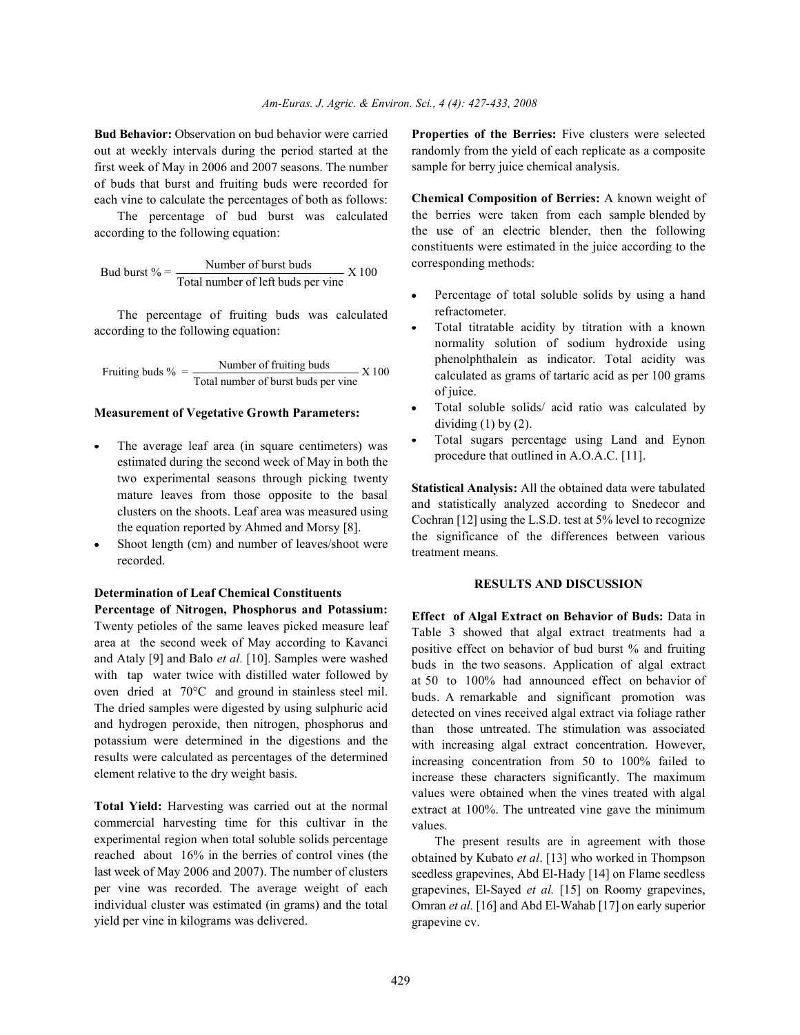**Bud Behavior:** Observation on bud behavior were carried out at weekly intervals during the period started at the first week of May in 2006 and 2007 seasons. The number of buds that burst and fruiting buds were recorded for each vine to calculate the percentages of both as follows:

The percentage of bud burst was calculated according to the following equation:

$$\text{Bud burst \%} = \frac{\text{Number of burst buds}}{\text{Total number of left buds per vine}} \times 100$$

The percentage of fruiting buds was calculated according to the following equation:

$$\text{Fruiting buds \%} = \frac{\text{Number of fruiting buds}}{\text{Total number of burst buds per vine}} \times 100$$

**Measurement of Vegetative Growth Parameters:**

- The average leaf area (in square centimeters) was estimated during the second week of May in both the two experimental seasons through picking twenty mature leaves from those opposite to the basal clusters on the shoots. Leaf area was measured using the equation reported by Ahmed and Morsy [8].
- Shoot length (cm) and number of leaves/shoot were recorded.

**Determination of Leaf Chemical Constituents**

**Percentage of Nitrogen, Phosphorus and Potassium:** Twenty petioles of the same leaves picked measure leaf area at the second week of May according to Kavanci and Ataly [9] and Balo *et al.* [10]. Samples were washed with tap water twice with distilled water followed by oven dried at 70°C and ground in stainless steel mil. The dried samples were digested by using sulphuric acid and hydrogen peroxide, then nitrogen, phosphorus and potassium were determined in the digestions and the results were calculated as percentages of the determined element relative to the dry weight basis.

**Total Yield:** Harvesting was carried out at the normal commercial harvesting time for this cultivar in the experimental region when total soluble solids percentage reached about 16% in the berries of control vines (the last week of May 2006 and 2007). The number of clusters per vine was recorded. The average weight of each individual cluster was estimated (in grams) and the total yield per vine in kilograms was delivered.

**Properties of the Berries:** Five clusters were selected randomly from the yield of each replicate as a composite sample for berry juice chemical analysis.

**Chemical Composition of Berries:** A known weight of the berries were taken from each sample blended by the use of an electric blender, then the following constituents were estimated in the juice according to the corresponding methods:

- Percentage of total soluble solids by using a hand refractometer.
- Total titratable acidity by titration with a known normality solution of sodium hydroxide using phenolphthalein as indicator. Total acidity was calculated as grams of tartaric acid as per 100 grams of juice.
- Total soluble solids/ acid ratio was calculated by dividing (1) by (2).
- Total sugars percentage using Land and Eynon procedure that outlined in A.O.A.C. [11].

**Statistical Analysis:** All the obtained data were tabulated and statistically analyzed according to Snedecor and Cochran [12] using the L.S.D. test at 5% level to recognize the significance of the differences between various treatment means.

## RESULTS AND DISCUSSION

**Effect of Algal Extract on Behavior of Buds:** Data in Table 3 showed that algal extract treatments had a positive effect on behavior of bud burst % and fruiting buds in the two seasons. Application of algal extract at 50 to 100% had announced effect on behavior of buds. A remarkable and significant promotion was detected on vines received algal extract via foliage rather than those untreated. The stimulation was associated with increasing algal extract concentration. However, increasing concentration from 50 to 100% failed to increase these characters significantly. The maximum values were obtained when the vines treated with algal extract at 100%. The untreated vine gave the minimum values.

The present results are in agreement with those obtained by Kubato *et al*. [13] who worked in Thompson seedless grapevines, Abd El-Hady [14] on Flame seedless grapevines, El-Sayed *et al.* [15] on Roomy grapevines, Omran *et al.* [16] and Abd El-Wahab [17] on early superior grapevine cv.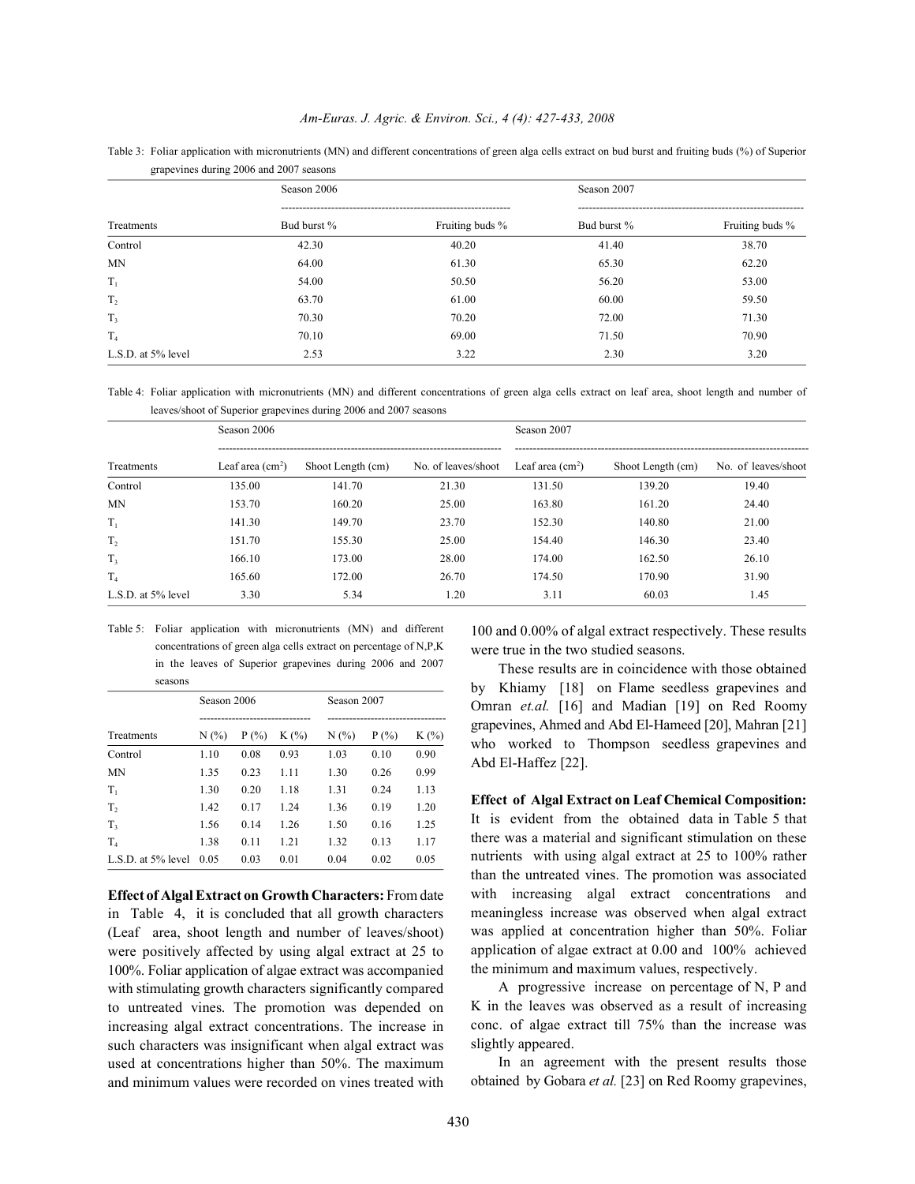Table 3: Foliar application with micronutrients (MN) and different concentrations of green alga cells extract on bud burst and fruiting buds (%) of Superior grapevines during 2006 and 2007 seasons

| | Season 2006 | | Season 2007 | |
|---|---|---|---|---|
| Treatments | Bud burst % | Fruiting buds % | Bud burst % | Fruiting buds % |
| Control | 42.30 | 40.20 | 41.40 | 38.70 |
| MN | 64.00 | 61.30 | 65.30 | 62.20 |
| $T_1$ | 54.00 | 50.50 | 56.20 | 53.00 |
| $T_2$ | 63.70 | 61.00 | 60.00 | 59.50 |
| $T_3$ | 70.30 | 70.20 | 72.00 | 71.30 |
| $T_4$ | 70.10 | 69.00 | 71.50 | 70.90 |
| L.S.D. at 5% level | 2.53 | 3.22 | 2.30 | 3.20 |

Table 4: Foliar application with micronutrients (MN) and different concentrations of green alga cells extract on leaf area, shoot length and number of leaves/shoot of Superior grapevines during 2006 and 2007 seasons

| | Season 2006 | | | Season 2007 | | |
|---|---|---|---|---|---|---|
| Treatments | Leaf area ($cm^2$) | Shoot Length (cm) | No. of leaves/shoot | Leaf area ($cm^2$) | Shoot Length (cm) | No. of leaves/shoot |
| Control | 135.00 | 141.70 | 21.30 | 131.50 | 139.20 | 19.40 |
| MN | 153.70 | 160.20 | 25.00 | 163.80 | 161.20 | 24.40 |
| $T_1$ | 141.30 | 149.70 | 23.70 | 152.30 | 140.80 | 21.00 |
| $T_2$ | 151.70 | 155.30 | 25.00 | 154.40 | 146.30 | 23.40 |
| $T_3$ | 166.10 | 173.00 | 28.00 | 174.00 | 162.50 | 26.10 |
| $T_4$ | 165.60 | 172.00 | 26.70 | 174.50 | 170.90 | 31.90 |
| L.S.D. at 5% level | 3.30 | 5.34 | 1.20 | 3.11 | 60.03 | 1.45 |

Table 5: Foliar application with micronutrients (MN) and different concentrations of green alga cells extract on percentage of N,P,K in the leaves of Superior grapevines during 2006 and 2007 seasons

| | Season 2006 | | | Season 2007 | | |
|---|---|---|---|---|---|---|
| Treatments | N (%) | P (%) | K (%) | N (%) | P (%) | K (%) |
| Control | 1.10 | 0.08 | 0.93 | 1.03 | 0.10 | 0.90 |
| MN | 1.35 | 0.23 | 1.11 | 1.30 | 0.26 | 0.99 |
| $T_1$ | 1.30 | 0.20 | 1.18 | 1.31 | 0.24 | 1.13 |
| $T_2$ | 1.42 | 0.17 | 1.24 | 1.36 | 0.19 | 1.20 |
| $T_3$ | 1.56 | 0.14 | 1.26 | 1.50 | 0.16 | 1.25 |
| $T_4$ | 1.38 | 0.11 | 1.21 | 1.32 | 0.13 | 1.17 |
| L.S.D. at 5% level | 0.05 | 0.03 | 0.01 | 0.04 | 0.02 | 0.05 |

**Effect of Algal Extract on Growth Characters:** From date in Table 4, it is concluded that all growth characters (Leaf area, shoot length and number of leaves/shoot) were positively affected by using algal extract at 25 to 100%. Foliar application of algae extract was accompanied with stimulating growth characters significantly compared to untreated vines. The promotion was depended on increasing algal extract concentrations. The increase in such characters was insignificant when algal extract was used at concentrations higher than 50%. The maximum and minimum values were recorded on vines treated with 100 and 0.00% of algal extract respectively. These results were true in the two studied seasons.

These results are in coincidence with those obtained by Khiamy [18] on Flame seedless grapevines and Omran *et.al.* [16] and Madian [19] on Red Roomy grapevines, Ahmed and Abd El-Hameed [20], Mahran [21] who worked to Thompson seedless grapevines and Abd El-Haffez [22].

**Effect of Algal Extract on Leaf Chemical Composition:** It is evident from the obtained data in Table 5 that there was a material and significant stimulation on these nutrients with using algal extract at 25 to 100% rather than the untreated vines. The promotion was associated with increasing algal extract concentrations and meaningless increase was observed when algal extract was applied at concentration higher than 50%. Foliar application of algae extract at 0.00 and 100% achieved the minimum and maximum values, respectively.

A progressive increase on percentage of N, P and K in the leaves was observed as a result of increasing conc. of algae extract till 75% than the increase was slightly appeared.

In an agreement with the present results those obtained by Gobara *et al.* [23] on Red Roomy grapevines,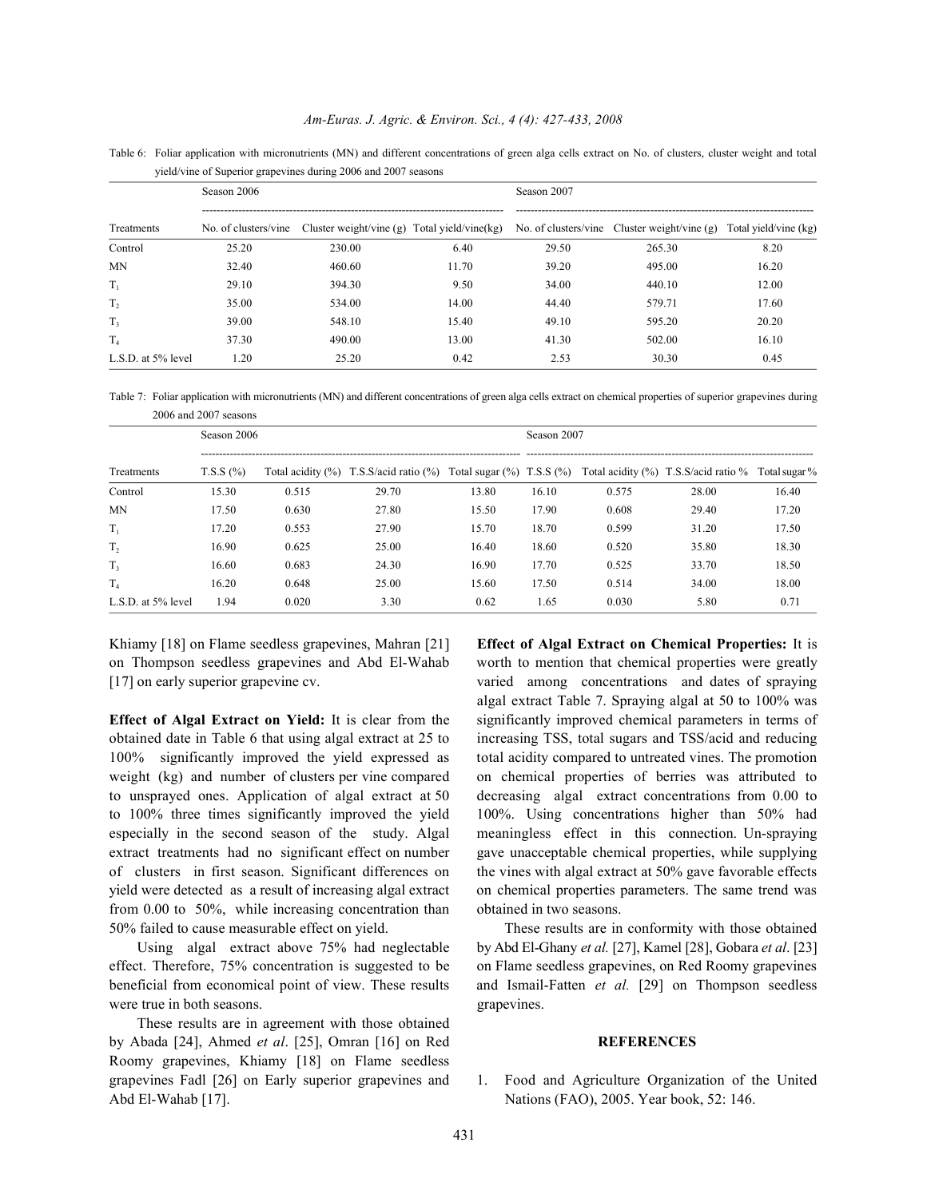Table 6: Foliar application with micronutrients (MN) and different concentrations of green alga cells extract on No. of clusters, cluster weight and total yield/vine of Superior grapevines during 2006 and 2007 seasons

| | Season 2006 | | | Season 2007 | | |
|---|---|---|---|---|---|---|
| Treatments | No. of clusters/vine | Cluster weight/vine (g) | Total yield/vine(kg) | No. of clusters/vine | Cluster weight/vine (g) | Total yield/vine (kg) |
| Control | 25.20 | 230.00 | 6.40 | 29.50 | 265.30 | 8.20 |
| MN | 32.40 | 460.60 | 11.70 | 39.20 | 495.00 | 16.20 |
| $T_1$ | 29.10 | 394.30 | 9.50 | 34.00 | 440.10 | 12.00 |
| $T_2$ | 35.00 | 534.00 | 14.00 | 44.40 | 579.71 | 17.60 |
| $T_3$ | 39.00 | 548.10 | 15.40 | 49.10 | 595.20 | 20.20 |
| $T_4$ | 37.30 | 490.00 | 13.00 | 41.30 | 502.00 | 16.10 |
| L.S.D. at 5% level | 1.20 | 25.20 | 0.42 | 2.53 | 30.30 | 0.45 |

Table 7: Foliar application with micronutrients (MN) and different concentrations of green alga cells extract on chemical properties of superior grapevines during 2006 and 2007 seasons

| | Season 2006 | | | | Season 2007 | | | |
|---|---|---|---|---|---|---|---|---|
| Treatments | T.S.S (%) | Total acidity (%) | T.S.S/acid ratio (%) | Total sugar (%) | T.S.S (%) | Total acidity (%) | T.S.S/acid ratio % | Total sugar % |
| Control | 15.30 | 0.515 | 29.70 | 13.80 | 16.10 | 0.575 | 28.00 | 16.40 |
| MN | 17.50 | 0.630 | 27.80 | 15.50 | 17.90 | 0.608 | 29.40 | 17.20 |
| $T_1$ | 17.20 | 0.553 | 27.90 | 15.70 | 18.70 | 0.599 | 31.20 | 17.50 |
| $T_2$ | 16.90 | 0.625 | 25.00 | 16.40 | 18.60 | 0.520 | 35.80 | 18.30 |
| $T_3$ | 16.60 | 0.683 | 24.30 | 16.90 | 17.70 | 0.525 | 33.70 | 18.50 |
| $T_4$ | 16.20 | 0.648 | 25.00 | 15.60 | 17.50 | 0.514 | 34.00 | 18.00 |
| L.S.D. at 5% level | 1.94 | 0.020 | 3.30 | 0.62 | 1.65 | 0.030 | 5.80 | 0.71 |

Khiamy [18] on Flame seedless grapevines, Mahran [21] on Thompson seedless grapevines and Abd El-Wahab [17] on early superior grapevine cv.

**Effect of Algal Extract on Yield:** It is clear from the obtained date in Table 6 that using algal extract at 25 to 100% significantly improved the yield expressed as weight (kg) and number of clusters per vine compared to unsprayed ones. Application of algal extract at 50 to 100% three times significantly improved the yield especially in the second season of the study. Algal extract treatments had no significant effect on number of clusters in first season. Significant differences on yield were detected as a result of increasing algal extract from 0.00 to 50%, while increasing concentration than 50% failed to cause measurable effect on yield.

Using algal extract above 75% had neglectable effect. Therefore, 75% concentration is suggested to be beneficial from economical point of view. These results were true in both seasons.

These results are in agreement with those obtained by Abada [24], Ahmed *et al*. [25], Omran [16] on Red Roomy grapevines, Khiamy [18] on Flame seedless grapevines Fadl [26] on Early superior grapevines and Abd El-Wahab [17].

**Effect of Algal Extract on Chemical Properties:** It is worth to mention that chemical properties were greatly varied among concentrations and dates of spraying algal extract Table 7. Spraying algal at 50 to 100% was significantly improved chemical parameters in terms of increasing TSS, total sugars and TSS/acid and reducing total acidity compared to untreated vines. The promotion on chemical properties of berries was attributed to decreasing algal extract concentrations from 0.00 to 100%. Using concentrations higher than 50% had meaningless effect in this connection. Un-spraying gave unacceptable chemical properties, while supplying the vines with algal extract at 50% gave favorable effects on chemical properties parameters. The same trend was obtained in two seasons.

These results are in conformity with those obtained by Abd El-Ghany *et al.* [27], Kamel [28], Gobara *et al*. [23] on Flame seedless grapevines, on Red Roomy grapevines and Ismail-Fatten *et al.* [29] on Thompson seedless grapevines.

## REFERENCES

1. Food and Agriculture Organization of the United Nations (FAO), 2005. Year book, 52: 146.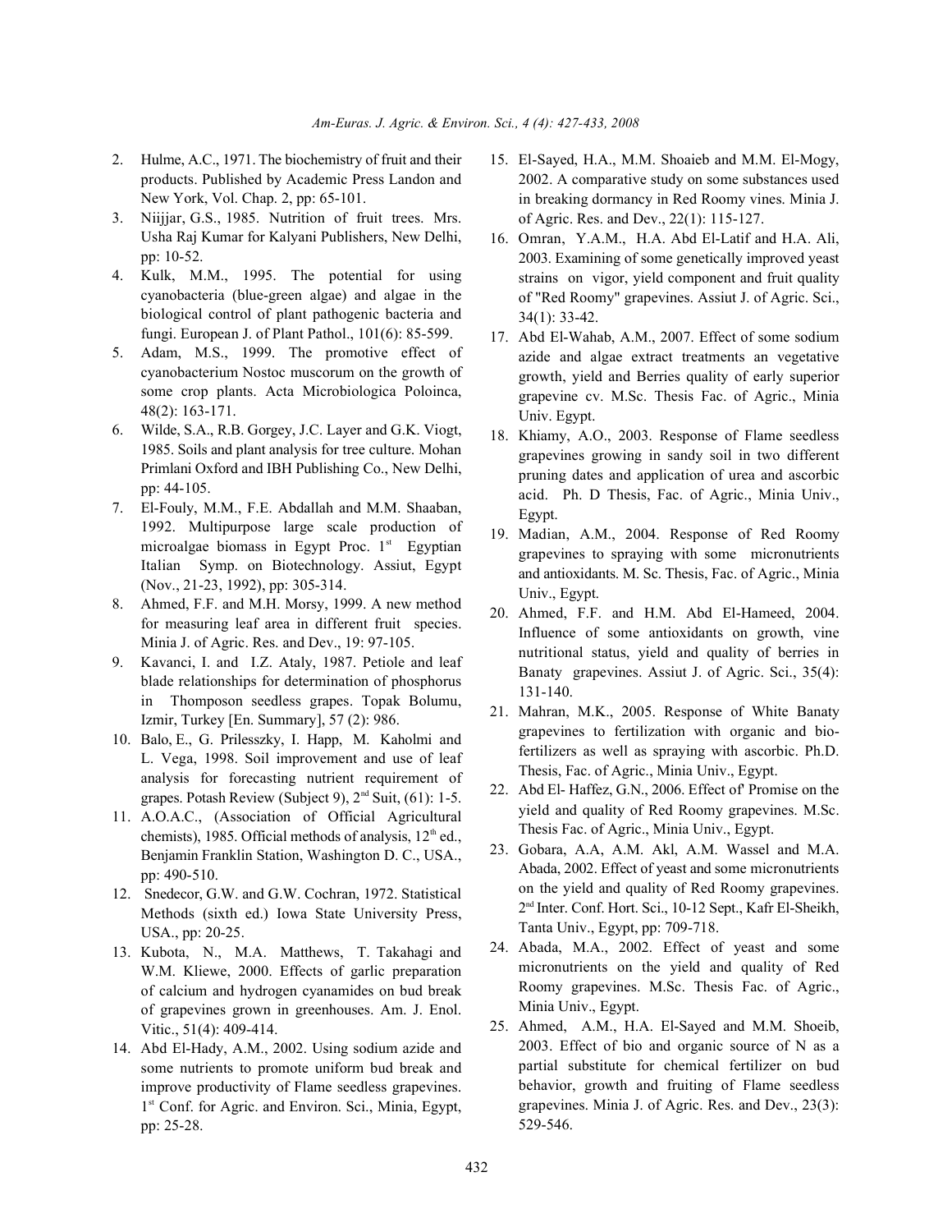2. Hulme, A.C., 1971. The biochemistry of fruit and their products. Published by Academic Press Landon and New York, Vol. Chap. 2, pp: 65-101.
3. Niijjar, G.S., 1985. Nutrition of fruit trees. Mrs. Usha Raj Kumar for Kalyani Publishers, New Delhi, pp: 10-52.
4. Kulk, M.M., 1995. The potential for using cyanobacteria (blue-green algae) and algae in the biological control of plant pathogenic bacteria and fungi. European J. of Plant Pathol., 101(6): 85-599.
5. Adam, M.S., 1999. The promotive effect of cyanobacterium Nostoc muscorum on the growth of some crop plants. Acta Microbiologica Poloinca, 48(2): 163-171.
6. Wilde, S.A., R.B. Gorgey, J.C. Layer and G.K. Viogt, 1985. Soils and plant analysis for tree culture. Mohan Primlani Oxford and IBH Publishing Co., New Delhi, pp: 44-105.
7. El-Fouly, M.M., F.E. Abdallah and M.M. Shaaban, 1992. Multipurpose large scale production of microalgae biomass in Egypt Proc. 1st Egyptian Italian Symp. on Biotechnology. Assiut, Egypt (Nov., 21-23, 1992), pp: 305-314.
8. Ahmed, F.F. and M.H. Morsy, 1999. A new method for measuring leaf area in different fruit species. Minia J. of Agric. Res. and Dev., 19: 97-105.
9. Kavanci, I. and I.Z. Ataly, 1987. Petiole and leaf blade relationships for determination of phosphorus in Thomposon seedless grapes. Topak Bolumu, Izmir, Turkey [En. Summary], 57 (2): 986.
10. Balo, E., G. Prilesszky, I. Happ, M. Kaholmi and L. Vega, 1998. Soil improvement and use of leaf analysis for forecasting nutrient requirement of grapes. Potash Review (Subject 9), 2nd Suit, (61): 1-5.
11. A.O.A.C., (Association of Official Agricultural chemists), 1985. Official methods of analysis, 12th ed., Benjamin Franklin Station, Washington D. C., USA., pp: 490-510.
12. Snedecor, G.W. and G.W. Cochran, 1972. Statistical Methods (sixth ed.) Iowa State University Press, USA., pp: 20-25.
13. Kubota, N., M.A. Matthews, T. Takahagi and W.M. Kliewe, 2000. Effects of garlic preparation of calcium and hydrogen cyanamides on bud break of grapevines grown in greenhouses. Am. J. Enol. Vitic., 51(4): 409-414.
14. Abd El-Hady, A.M., 2002. Using sodium azide and some nutrients to promote uniform bud break and improve productivity of Flame seedless grapevines. 1st Conf. for Agric. and Environ. Sci., Minia, Egypt, pp: 25-28.
15. El-Sayed, H.A., M.M. Shoaieb and M.M. El-Mogy, 2002. A comparative study on some substances used in breaking dormancy in Red Roomy vines. Minia J. of Agric. Res. and Dev., 22(1): 115-127.
16. Omran, Y.A.M., H.A. Abd El-Latif and H.A. Ali, 2003. Examining of some genetically improved yeast strains on vigor, yield component and fruit quality of "Red Roomy" grapevines. Assiut J. of Agric. Sci., 34(1): 33-42.
17. Abd El-Wahab, A.M., 2007. Effect of some sodium azide and algae extract treatments an vegetative growth, yield and Berries quality of early superior grapevine cv. M.Sc. Thesis Fac. of Agric., Minia Univ. Egypt.
18. Khiamy, A.O., 2003. Response of Flame seedless grapevines growing in sandy soil in two different pruning dates and application of urea and ascorbic acid. Ph. D Thesis, Fac. of Agric., Minia Univ., Egypt.
19. Madian, A.M., 2004. Response of Red Roomy grapevines to spraying with some micronutrients and antioxidants. M. Sc. Thesis, Fac. of Agric., Minia Univ., Egypt.
20. Ahmed, F.F. and H.M. Abd El-Hameed, 2004. Influence of some antioxidants on growth, vine nutritional status, yield and quality of berries in Banaty grapevines. Assiut J. of Agric. Sci., 35(4): 131-140.
21. Mahran, M.K., 2005. Response of White Banaty grapevines to fertilization with organic and bio-fertilizers as well as spraying with ascorbic. Ph.D. Thesis, Fac. of Agric., Minia Univ., Egypt.
22. Abd El- Haffez, G.N., 2006. Effect of' Promise on the yield and quality of Red Roomy grapevines. M.Sc. Thesis Fac. of Agric., Minia Univ., Egypt.
23. Gobara, A.A, A.M. Akl, A.M. Wassel and M.A. Abada, 2002. Effect of yeast and some micronutrients on the yield and quality of Red Roomy grapevines. 2nd Inter. Conf. Hort. Sci., 10-12 Sept., Kafr El-Sheikh, Tanta Univ., Egypt, pp: 709-718.
24. Abada, M.A., 2002. Effect of yeast and some micronutrients on the yield and quality of Red Roomy grapevines. M.Sc. Thesis Fac. of Agric., Minia Univ., Egypt.
25. Ahmed, A.M., H.A. El-Sayed and M.M. Shoeib, 2003. Effect of bio and organic source of N as a partial substitute for chemical fertilizer on bud behavior, growth and fruiting of Flame seedless grapevines. Minia J. of Agric. Res. and Dev., 23(3): 529-546.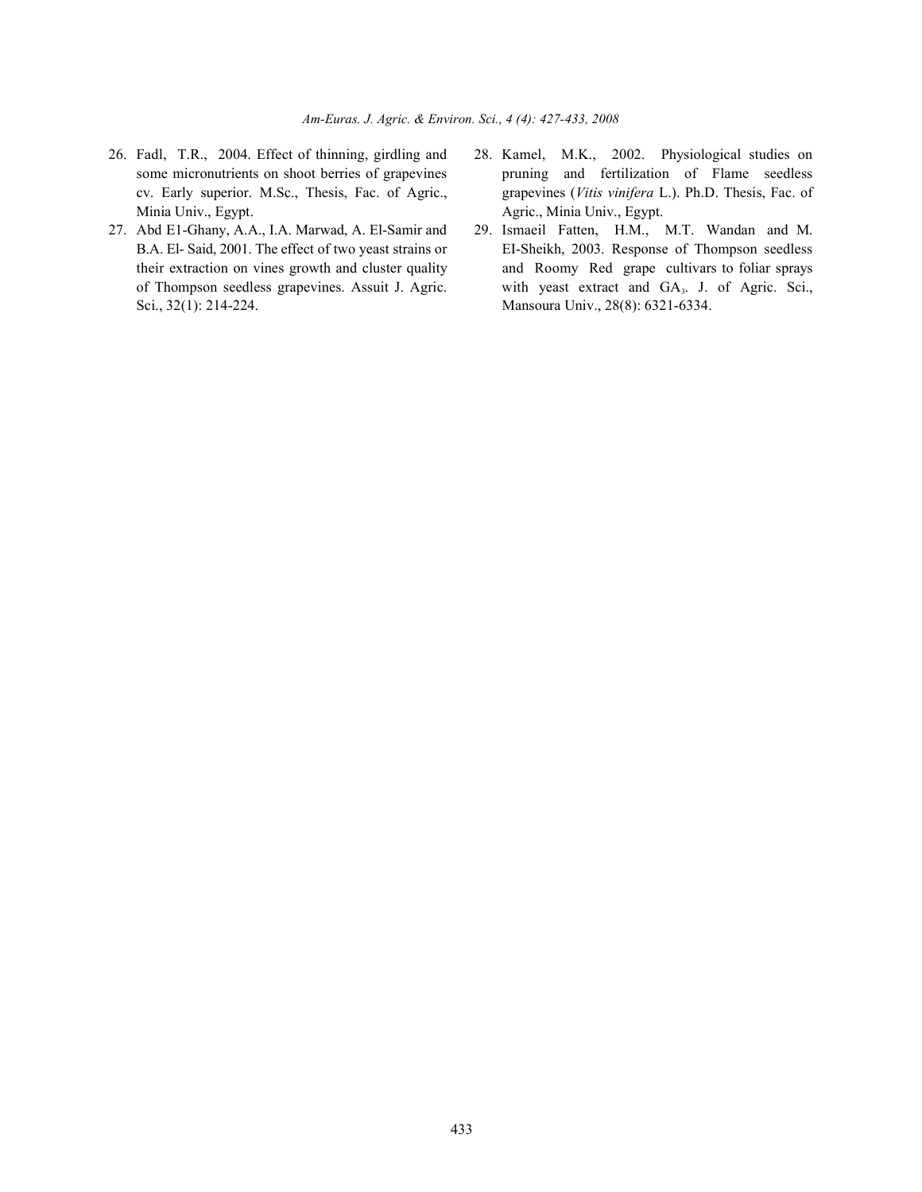26. Fadl, T.R., 2004. Effect of thinning, girdling and some micronutrients on shoot berries of grapevines cv. Early superior. M.Sc., Thesis, Fac. of Agric., Minia Univ., Egypt.
27. Abd E1-Ghany, A.A., I.A. Marwad, A. El-Samir and B.A. El- Said, 2001. The effect of two yeast strains or their extraction on vines growth and cluster quality of Thompson seedless grapevines. Assuit J. Agric. Sci., 32(1): 214-224.
28. Kamel, M.K., 2002. Physiological studies on pruning and fertilization of Flame seedless grapevines (*Vitis vinifera* L.). Ph.D. Thesis, Fac. of Agric., Minia Univ., Egypt.
29. Ismaeil Fatten, H.M., M.T. Wandan and M. EI-Sheikh, 2003. Response of Thompson seedless and Roomy Red grape cultivars to foliar sprays with yeast extract and $GA_3$. J. of Agric. Sci., Mansoura Univ., 28(8): 6321-6334.